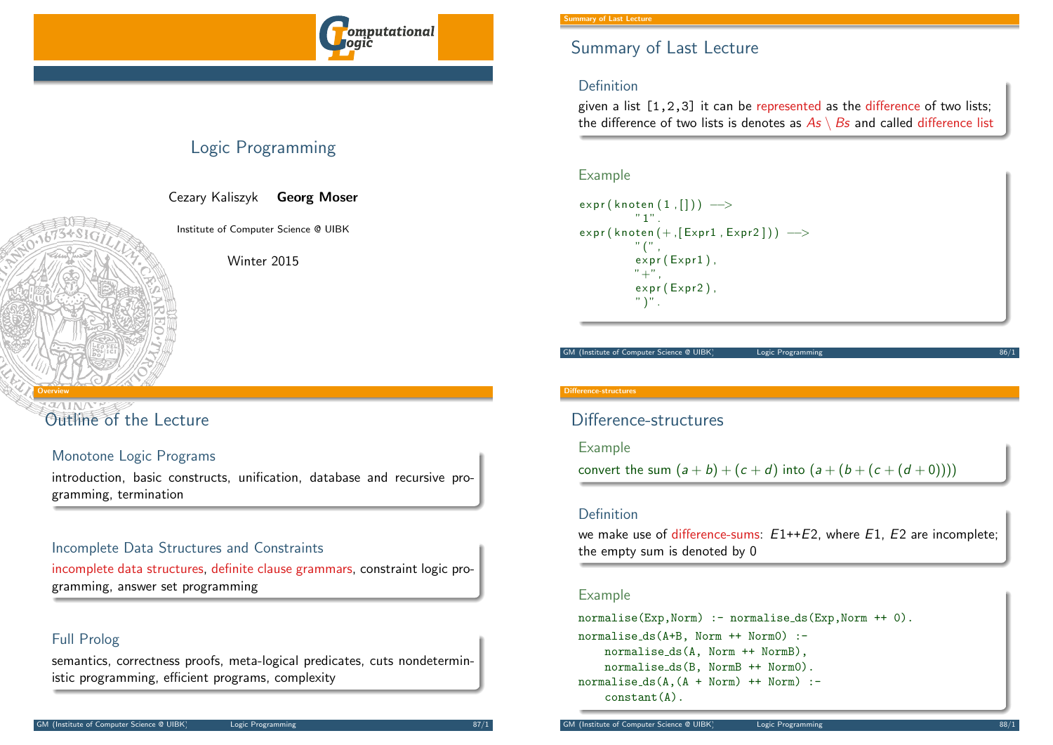# Logic Programming

Cezary Kaliszyk **Georg Moser**

Institute of Computer Science @ UIBK

Winter 2015

## Summary of Last Lecture

### Definition

given a list [1,2,3] it can be represented as the difference of two lists; the difference of two lists is denotes as $As \setminus Bs$ and called difference list

### Example

```
expr(knoten(1,[])) -->
        "1".
expr(knoten(+,[Expr1,Expr2])) -->
        "(",
        expr(Expr1),
        "+",
        expr(Expr2),
        ")".
```

## Outline of the Lecture

### Monotone Logic Programs

introduction, basic constructs, unification, database and recursive programming, termination

### Incomplete Data Structures and Constraints

incomplete data structures, definite clause grammars, constraint logic programming, answer set programming

### Full Prolog

semantics, correctness proofs, meta-logical predicates, cuts nondeterministic programming, efficient programs, complexity

## Difference-structures

### Example

convert the sum $(a + b) + (c + d)$ into $(a + (b + (c + (d + 0))))$

### Definition

we make use of difference-sums: $E1$++$E2$, where $E1$, $E2$ are incomplete; the empty sum is denoted by 0

### Example

```
normalise(Exp,Norm) :- normalise_ds(Exp,Norm ++ 0).
normalise_ds(A+B, Norm ++ Norm0) :-
    normalise_ds(A, Norm ++ NormB),
    normalise_ds(B, NormB ++ Norm0).
normalise_ds(A,(A + Norm) ++ Norm) :-
    constant(A).
```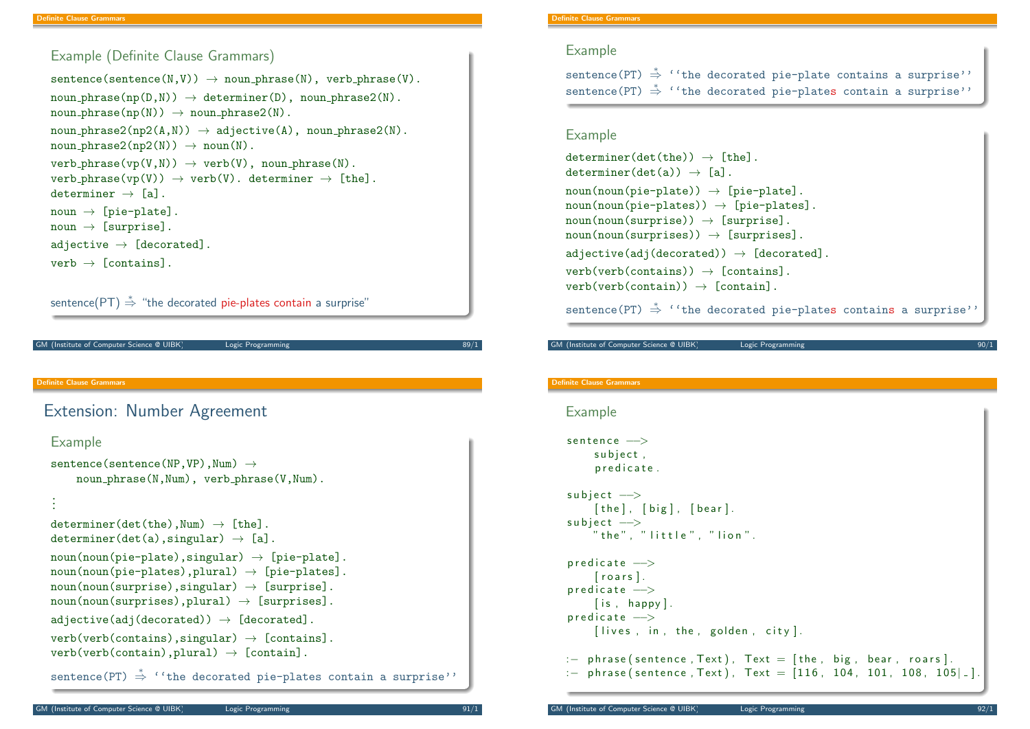## Example (Definite Clause Grammars)

```
sentence(sentence(N,V)) → noun_phrase(N), verb_phrase(V).
noun_phrase(np(D,N)) → determiner(D), noun_phrase2(N).
noun_phrase(np(N)) → noun_phrase2(N).
noun_phrase2(np2(A,N)) → adjective(A), noun_phrase2(N).
noun_phrase2(np2(N)) → noun(N).
verb_phrase(vp(V,N)) → verb(V), noun_phrase(N).
verb_phrase(vp(V)) → verb(V). determiner → [the].
determiner → [a].
noun → [pie-plate].
noun → [surprise].
adjective → [decorated].
verb → [contains].
```

sentence(PT) $\overset{*}{\Rightarrow}$ "the decorated pie-plates contain a surprise"

## Example

```
sentence(PT) ⇒* ''the decorated pie-plate contains a surprise''
sentence(PT) ⇒* ''the decorated pie-plates contain a surprise''
```

## Example

```
determiner(det(the)) → [the].
determiner(det(a)) → [a].
noun(noun(pie-plate)) → [pie-plate].
noun(noun(pie-plates)) → [pie-plates].
noun(noun(surprise)) → [surprise].
noun(noun(surprises)) → [surprises].
adjective(adj(decorated)) → [decorated].
verb(verb(contains)) → [contains].
verb(verb(contain)) → [contain].
sentence(PT) ⇒* ''the decorated pie-plates contains a surprise''
```

# Extension: Number Agreement

## Example

```
sentence(sentence(NP,VP),Num) →
    noun_phrase(N,Num), verb_phrase(V,Num).
⋮
determiner(det(the),Num) → [the].
determiner(det(a),singular) → [a].
noun(noun(pie-plate),singular) → [pie-plate].
noun(noun(pie-plates),plural) → [pie-plates].
noun(noun(surprise),singular) → [surprise].
noun(noun(surprises),plural) → [surprises].
adjective(adj(decorated)) → [decorated].
verb(verb(contains),singular) → [contains].
verb(verb(contain),plural) → [contain].
sentence(PT) ⇒* ''the decorated pie-plates contain a surprise''
```

## Example

```
sentence -->
    subject,
    predicate.

subject -->
    [the], [big], [bear].
subject -->
    "the", "little", "lion".

predicate -->
    [roars].
predicate -->
    [is, happy].
predicate -->
    [lives, in, the, golden, city].

:- phrase(sentence,Text), Text = [the, big, bear, roars].
:- phrase(sentence,Text), Text = [116, 104, 101, 108, 105|_].
```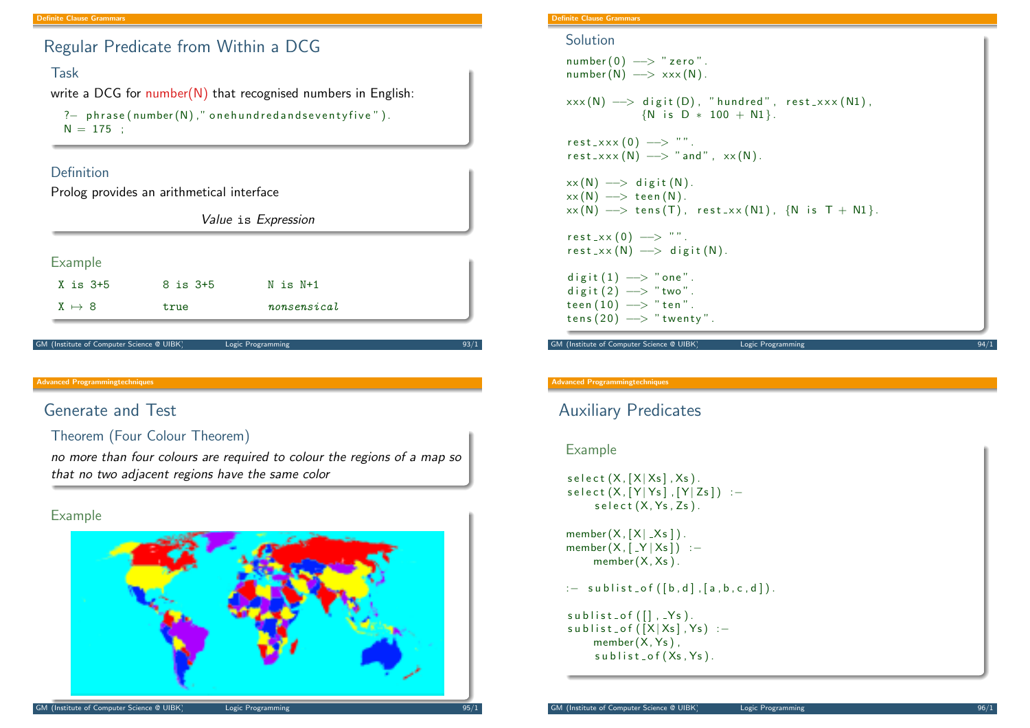## Regular Predicate from Within a DCG

### Task

write a DCG for number(N) that recognised numbers in English:

```
?- phrase(number(N),"onehundredandseventyfive").
N = 175 ;
```

### Definition

Prolog provides an arithmetical interface

*Value* `is` *Expression*

### Example

| `X is 3+5` | `8 is 3+5` | `N is N+1` |
|---|---|---|
| `X` $\mapsto$ `8` | `true` | *nonsensical* |

### Solution

```
number(0) --> "zero".
number(N) --> xxx(N).

xxx(N) --> digit(D), "hundred", rest_xxx(N1),
           {N is D * 100 + N1}.

rest_xxx(0) --> "".
rest_xxx(N) --> "and", xx(N).

xx(N) --> digit(N).
xx(N) --> teen(N).
xx(N) --> tens(T), rest_xx(N1), {N is T + N1}.

rest_xx(0) --> "".
rest_xx(N) --> digit(N).

digit(1) --> "one".
digit(2) --> "two".
teen(10) --> "ten".
tens(20) --> "twenty".
```

## Generate and Test

### Theorem (Four Colour Theorem)

*no more than four colours are required to colour the regions of a map so that no two adjacent regions have the same color*

### Example

## Auxiliary Predicates

### Example

```
select(X,[X|Xs],Xs).
select(X,[Y|Ys],[Y|Zs]) :-
    select(X,Ys,Zs).

member(X,[X|_Xs]).
member(X,[_Y|Xs]) :-
    member(X,Xs).

:- sublist_of([b,d],[a,b,c,d]).

sublist_of([],_Ys).
sublist_of([X|Xs],Ys) :-
    member(X,Ys),
    sublist_of(Xs,Ys).
```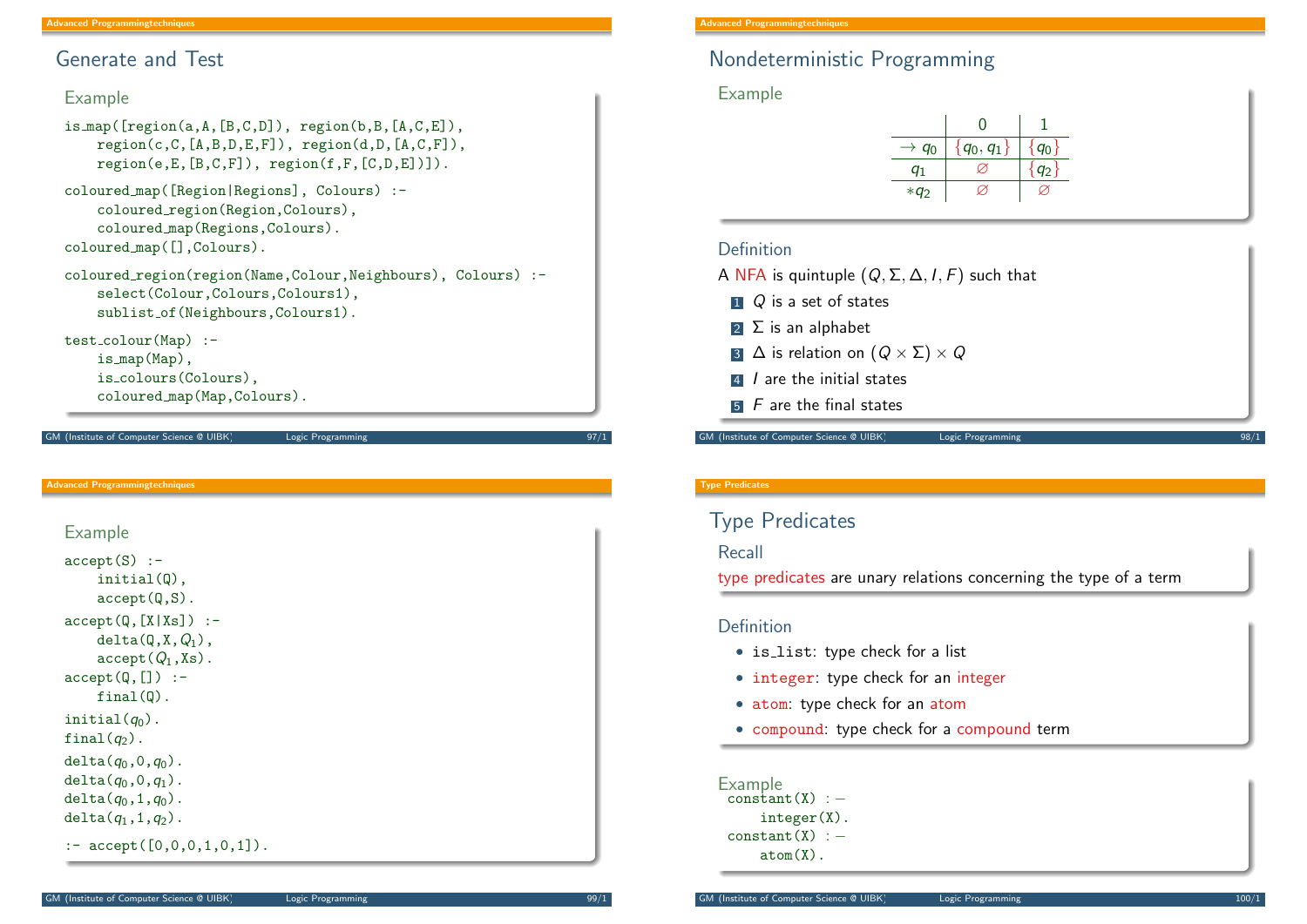## Generate and Test

### Example

```
is_map([region(a,A,[B,C,D]), region(b,B,[A,C,E]),
    region(c,C,[A,B,D,E,F]), region(d,D,[A,C,F]),
    region(e,E,[B,C,F]), region(f,F,[C,D,E])]).

coloured_map([Region|Regions], Colours) :-
    coloured_region(Region,Colours),
    coloured_map(Regions,Colours).
coloured_map([],Colours).

coloured_region(region(Name,Colour,Neighbours), Colours) :-
    select(Colour,Colours,Colours1),
    sublist_of(Neighbours,Colours1).

test_colour(Map) :-
    is_map(Map),
    is_colours(Colours),
    coloured_map(Map,Colours).
```

## Nondeterministic Programming

### Example

| | 0 | 1 |
|---|---|---|
| $\rightarrow q_0$ | $\{q_0, q_1\}$ | $\{q_0\}$ |
| $q_1$ | $\varnothing$ | $\{q_2\}$ |
| $*q_2$ | $\varnothing$ | $\varnothing$ |

### Definition

A NFA is quintuple $(Q, \Sigma, \Delta, I, F)$ such that

1. $Q$ is a set of states
2. $\Sigma$ is an alphabet
3. $\Delta$ is relation on $(Q \times \Sigma) \times Q$
4. $I$ are the initial states
5. $F$ are the final states

### Example

```
accept(S) :-
    initial(Q),
    accept(Q,S).
accept(Q,[X|Xs]) :-
    delta(Q,X,Q1),
    accept(Q1,Xs).
accept(Q,[]) :-
    final(Q).
initial(q0).
final(q2).
delta(q0,0,q0).
delta(q0,0,q1).
delta(q0,1,q0).
delta(q1,1,q2).
:- accept([0,0,0,1,0,1]).
```

## Type Predicates

### Recall

type predicates are unary relations concerning the type of a term

### Definition

- `is_list`: type check for a list
- `integer`: type check for an integer
- `atom`: type check for an atom
- `compound`: type check for a compound term

### Example

```
constant(X) :-
    integer(X).
constant(X) :-
    atom(X).
```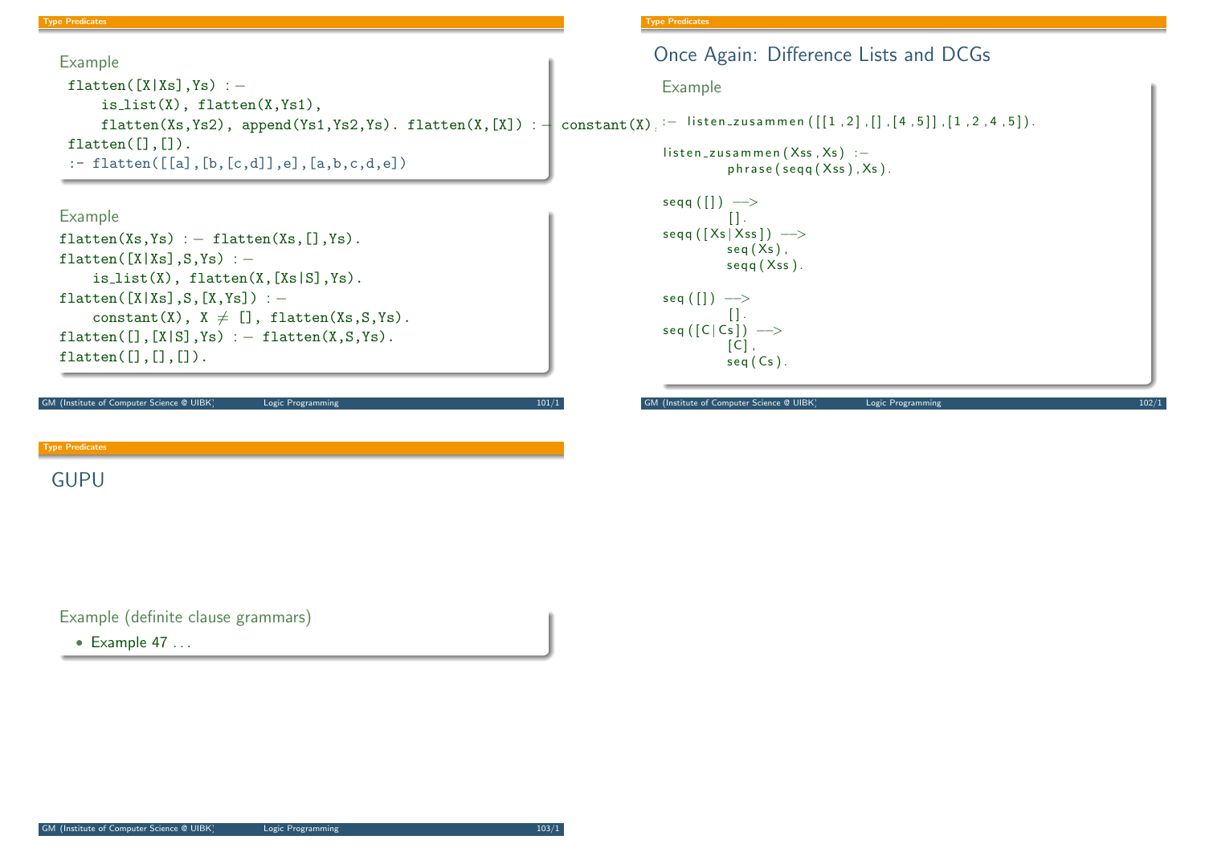Example

```
flatten([X|Xs],Ys) :-
    is_list(X), flatten(X,Ys1),
    flatten(Xs,Ys2), append(Ys1,Ys2,Ys). flatten(X,[X]) :- constant(X).
flatten([],[]).
:- flatten([[a],[b,[c,d]],e],[a,b,c,d,e])
```

Example

```
flatten(Xs,Ys) :- flatten(Xs,[],Ys).
flatten([X|Xs],S,Ys) :-
    is_list(X), flatten(X,[Xs|S],Ys).
flatten([X|Xs],S,[X,Ys]) :-
    constant(X), X ≠ [], flatten(Xs,S,Ys).
flatten([],[X|S],Ys) :- flatten(X,S,Ys).
flatten([],[],[]).
```

## Once Again: Difference Lists and DCGs

Example

```
:- listen_zusammen([[1,2],[],[4,5]],[1,2,4,5]).

listen_zusammen(Xss,Xs) :-
        phrase(seqq(Xss),Xs).

seqq([]) -->
        [].
seqq([Xs|Xss]) -->
        seq(Xs),
        seqq(Xss).

seq([]) -->
        [].
seq([C|Cs]) -->
        [C],
        seq(Cs).
```

## GUPU

Example (definite clause grammars)

- Example 47 ...